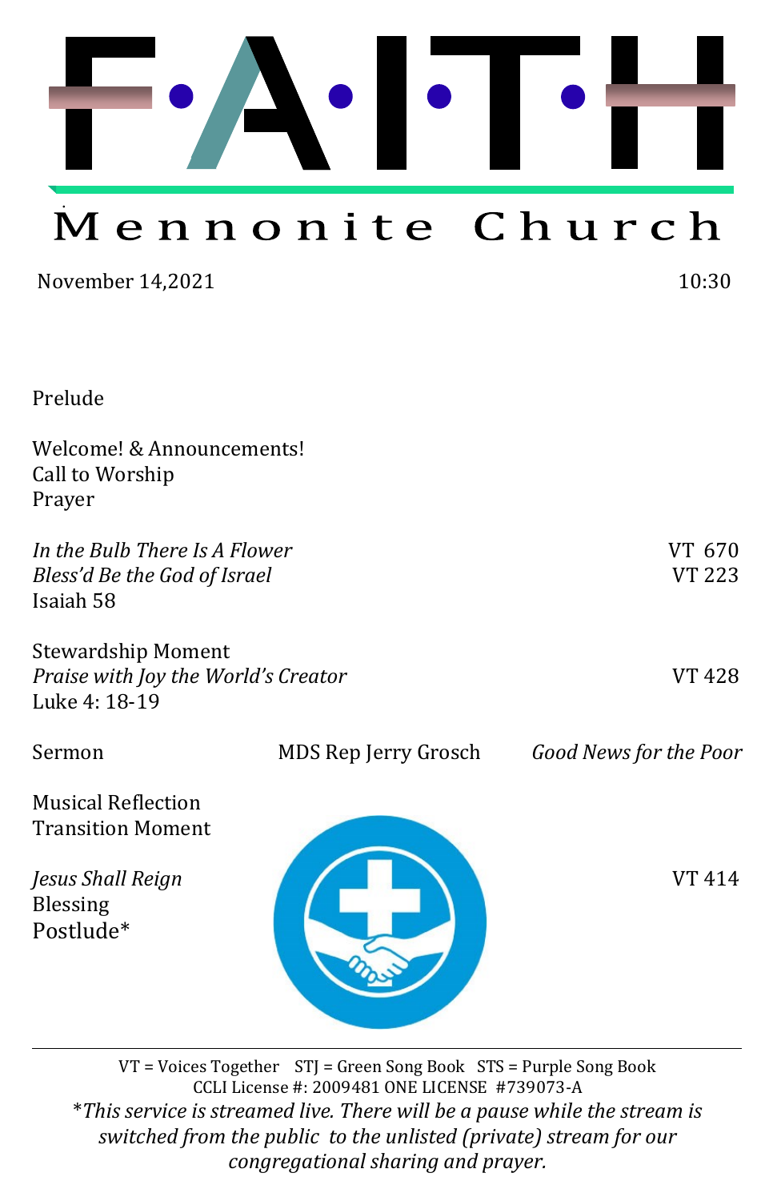# FAITH

## Mennonite Church

November 14,2021 10:30

Prelude

Welcome! & Announcements!
Call to Worship
Prayer

| | |
|---|---|
| *In the Bulb There Is A Flower* | VT 670 |
| *Bless'd Be the God of Israel* | VT 223 |
| Isaiah 58 | |

| | |
|---|---|
| Stewardship Moment | |
| *Praise with Joy the World's Creator* | VT 428 |
| Luke 4: 18-19 | |

Sermon — MDS Rep Jerry Grosch — *Good News for the Poor*

Musical Reflection
Transition Moment

| | |
|---|---|
| *Jesus Shall Reign* | VT 414 |
| Blessing | |
| Postlude* | |

---

VT = Voices Together STJ = Green Song Book STS = Purple Song Book
CCLI License #: 2009481 ONE LICENSE #739073-A

**This service is streamed live. There will be a pause while the stream is switched from the public to the unlisted (private) stream for our congregational sharing and prayer.*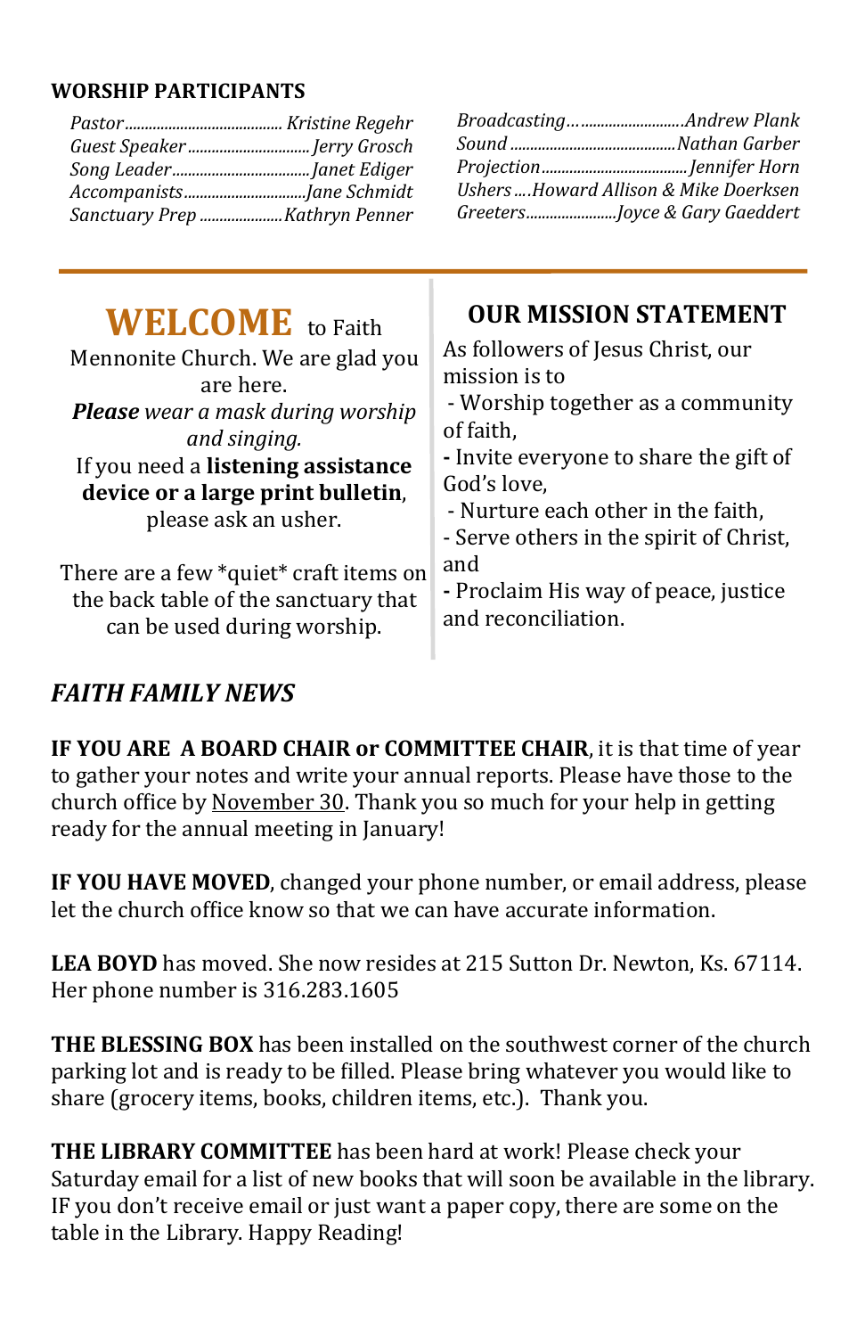## WORSHIP PARTICIPANTS

*Pastor....................................... Kristine Regehr*
*Guest Speaker.............................. Jerry Grosch*
*Song Leader.................................. Janet Ediger*
*Accompanists.............................. Jane Schmidt*
*Sanctuary Prep ..................... Kathryn Penner*

*Broadcasting............................ Andrew Plank*
*Sound ......................................... Nathan Garber*
*Projection.................................... Jennifer Horn*
*Ushers ....Howard Allison & Mike Doerksen*
*Greeters....................... Joyce & Gary Gaeddert*

---

**WELCOME** to Faith Mennonite Church. We are glad you are here.

***Please** wear a mask during worship and singing.*

If you need a **listening assistance device or a large print bulletin**, please ask an usher.

There are a few *quiet* craft items on the back table of the sanctuary that can be used during worship.

## OUR MISSION STATEMENT

As followers of Jesus Christ, our mission is to

- Worship together as a community of faith,
- Invite everyone to share the gift of God's love,
- Nurture each other in the faith,
- Serve others in the spirit of Christ, and
- Proclaim His way of peace, justice and reconciliation.

## *FAITH FAMILY NEWS*

**IF YOU ARE A BOARD CHAIR or COMMITTEE CHAIR**, it is that time of year to gather your notes and write your annual reports. Please have those to the church office by November 30. Thank you so much for your help in getting ready for the annual meeting in January!

**IF YOU HAVE MOVED**, changed your phone number, or email address, please let the church office know so that we can have accurate information.

**LEA BOYD** has moved. She now resides at 215 Sutton Dr. Newton, Ks. 67114. Her phone number is 316.283.1605

**THE BLESSING BOX** has been installed on the southwest corner of the church parking lot and is ready to be filled. Please bring whatever you would like to share (grocery items, books, children items, etc.). Thank you.

**THE LIBRARY COMMITTEE** has been hard at work! Please check your Saturday email for a list of new books that will soon be available in the library. IF you don't receive email or just want a paper copy, there are some on the table in the Library. Happy Reading!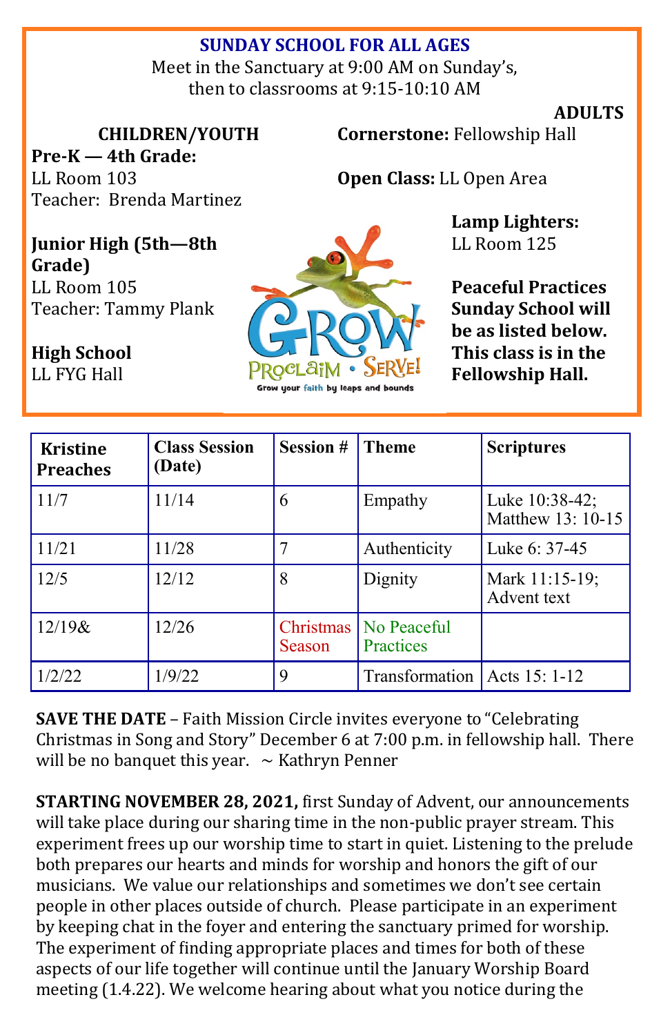## SUNDAY SCHOOL FOR ALL AGES

Meet in the Sanctuary at 9:00 AM on Sunday's, then to classrooms at 9:15-10:10 AM

### CHILDREN/YOUTH

**Pre-K — 4th Grade:**
LL Room 103
Teacher: Brenda Martinez

**Junior High (5th—8th Grade)**
LL Room 105
Teacher: Tammy Plank

**High School**
LL FYG Hall

### ADULTS

**Cornerstone:** Fellowship Hall

**Open Class:** LL Open Area

**Lamp Lighters:**
LL Room 125

**Peaceful Practices Sunday School will be as listed below. This class is in the Fellowship Hall.**

| Kristine Preaches | Class Session (Date) | Session # | Theme | Scriptures |
|---|---|---|---|---|
| 11/7 | 11/14 | 6 | Empathy | Luke 10:38-42; Matthew 13: 10-15 |
| 11/21 | 11/28 | 7 | Authenticity | Luke 6: 37-45 |
| 12/5 | 12/12 | 8 | Dignity | Mark 11:15-19; Advent text |
| 12/19& | 12/26 | Christmas Season | No Peaceful Practices | |
| 1/2/22 | 1/9/22 | 9 | Transformation | Acts 15: 1-12 |

**SAVE THE DATE** – Faith Mission Circle invites everyone to "Celebrating Christmas in Song and Story" December 6 at 7:00 p.m. in fellowship hall. There will be no banquet this year. ~ Kathryn Penner

**STARTING NOVEMBER 28, 2021,** first Sunday of Advent, our announcements will take place during our sharing time in the non-public prayer stream. This experiment frees up our worship time to start in quiet. Listening to the prelude both prepares our hearts and minds for worship and honors the gift of our musicians. We value our relationships and sometimes we don't see certain people in other places outside of church. Please participate in an experiment by keeping chat in the foyer and entering the sanctuary primed for worship. The experiment of finding appropriate places and times for both of these aspects of our life together will continue until the January Worship Board meeting (1.4.22). We welcome hearing about what you notice during the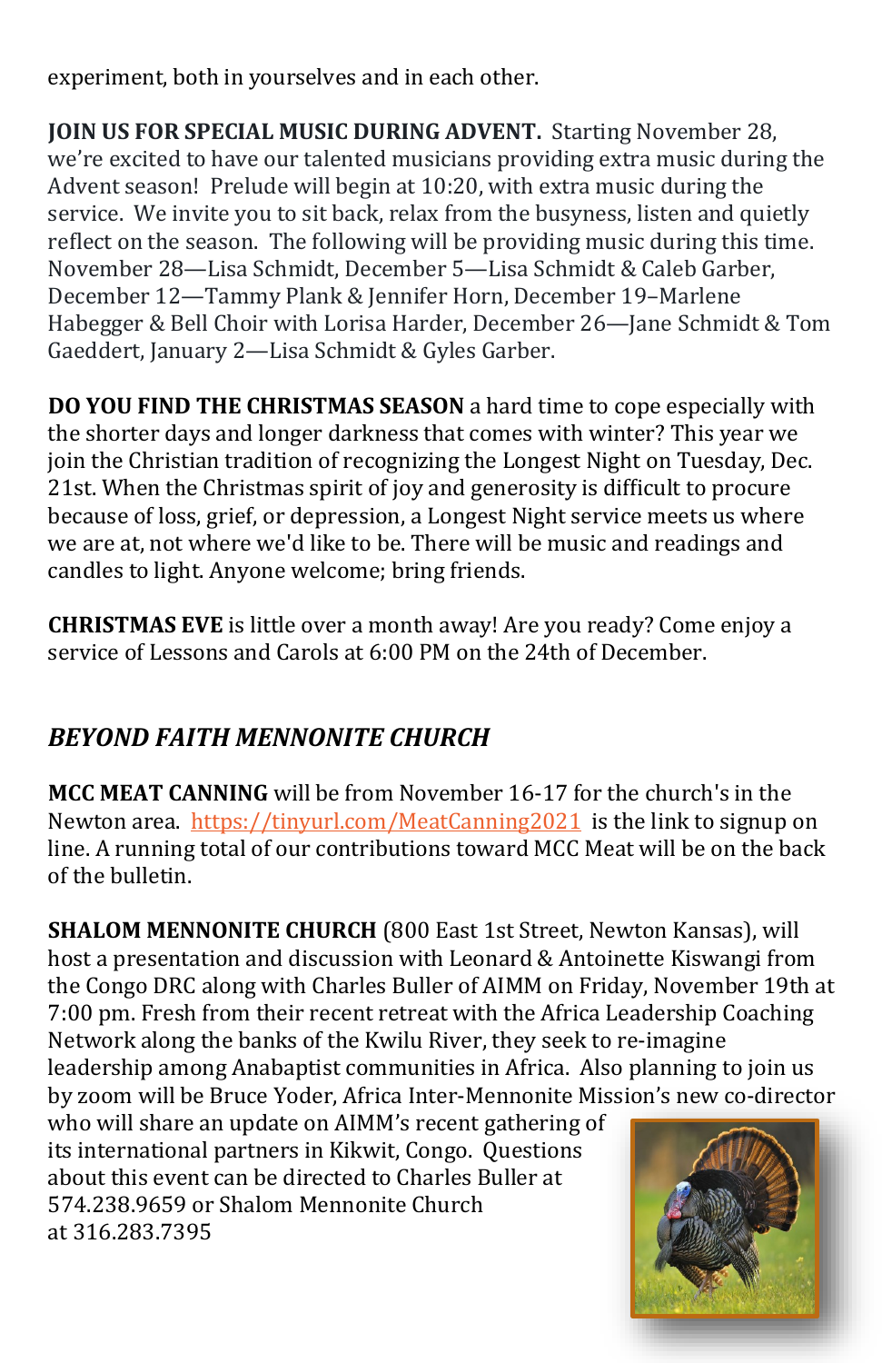experiment, both in yourselves and in each other.

**JOIN US FOR SPECIAL MUSIC DURING ADVENT.** Starting November 28, we're excited to have our talented musicians providing extra music during the Advent season! Prelude will begin at 10:20, with extra music during the service. We invite you to sit back, relax from the busyness, listen and quietly reflect on the season. The following will be providing music during this time. November 28—Lisa Schmidt, December 5—Lisa Schmidt & Caleb Garber, December 12—Tammy Plank & Jennifer Horn, December 19–Marlene Habegger & Bell Choir with Lorisa Harder, December 26—Jane Schmidt & Tom Gaeddert, January 2—Lisa Schmidt & Gyles Garber.

**DO YOU FIND THE CHRISTMAS SEASON** a hard time to cope especially with the shorter days and longer darkness that comes with winter? This year we join the Christian tradition of recognizing the Longest Night on Tuesday, Dec. 21st. When the Christmas spirit of joy and generosity is difficult to procure because of loss, grief, or depression, a Longest Night service meets us where we are at, not where we'd like to be. There will be music and readings and candles to light. Anyone welcome; bring friends.

**CHRISTMAS EVE** is little over a month away! Are you ready? Come enjoy a service of Lessons and Carols at 6:00 PM on the 24th of December.

## *BEYOND FAITH MENNONITE CHURCH*

**MCC MEAT CANNING** will be from November 16-17 for the church's in the Newton area. https://tinyurl.com/MeatCanning2021 is the link to signup on line. A running total of our contributions toward MCC Meat will be on the back of the bulletin.

**SHALOM MENNONITE CHURCH** (800 East 1st Street, Newton Kansas), will host a presentation and discussion with Leonard & Antoinette Kiswangi from the Congo DRC along with Charles Buller of AIMM on Friday, November 19th at 7:00 pm. Fresh from their recent retreat with the Africa Leadership Coaching Network along the banks of the Kwilu River, they seek to re-imagine leadership among Anabaptist communities in Africa. Also planning to join us by zoom will be Bruce Yoder, Africa Inter-Mennonite Mission's new co-director who will share an update on AIMM's recent gathering of its international partners in Kikwit, Congo. Questions about this event can be directed to Charles Buller at 574.238.9659 or Shalom Mennonite Church at 316.283.7395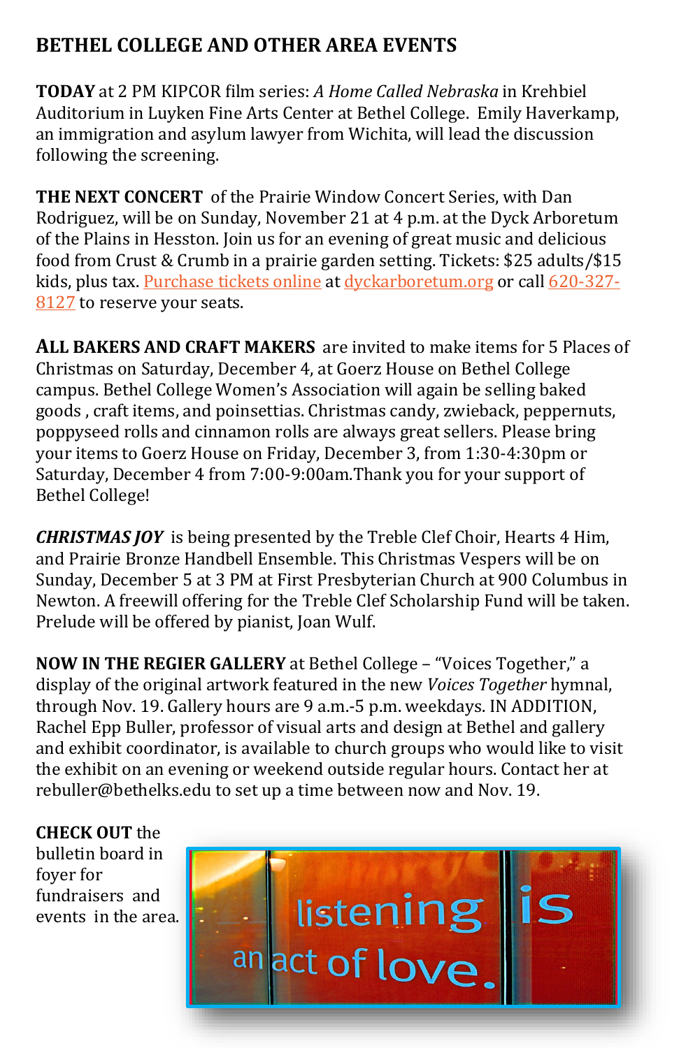## BETHEL COLLEGE AND OTHER AREA EVENTS

**TODAY** at 2 PM KIPCOR film series: *A Home Called Nebraska* in Krehbiel Auditorium in Luyken Fine Arts Center at Bethel College. Emily Haverkamp, an immigration and asylum lawyer from Wichita, will lead the discussion following the screening.

**THE NEXT CONCERT** of the Prairie Window Concert Series, with Dan Rodriguez, will be on Sunday, November 21 at 4 p.m. at the Dyck Arboretum of the Plains in Hesston. Join us for an evening of great music and delicious food from Crust & Crumb in a prairie garden setting. Tickets: $25 adults/$15 kids, plus tax. Purchase tickets online at dyckarboretum.org or call 620-327-8127 to reserve your seats.

**ALL BAKERS AND CRAFT MAKERS** are invited to make items for 5 Places of Christmas on Saturday, December 4, at Goerz House on Bethel College campus. Bethel College Women's Association will again be selling baked goods , craft items, and poinsettias. Christmas candy, zwieback, peppernuts, poppyseed rolls and cinnamon rolls are always great sellers. Please bring your items to Goerz House on Friday, December 3, from 1:30-4:30pm or Saturday, December 4 from 7:00-9:00am.Thank you for your support of Bethel College!

***CHRISTMAS JOY*** is being presented by the Treble Clef Choir, Hearts 4 Him, and Prairie Bronze Handbell Ensemble. This Christmas Vespers will be on Sunday, December 5 at 3 PM at First Presbyterian Church at 900 Columbus in Newton. A freewill offering for the Treble Clef Scholarship Fund will be taken. Prelude will be offered by pianist, Joan Wulf.

**NOW IN THE REGIER GALLERY** at Bethel College – "Voices Together," a display of the original artwork featured in the new *Voices Together* hymnal, through Nov. 19. Gallery hours are 9 a.m.-5 p.m. weekdays. IN ADDITION, Rachel Epp Buller, professor of visual arts and design at Bethel and gallery and exhibit coordinator, is available to church groups who would like to visit the exhibit on an evening or weekend outside regular hours. Contact her at rebuller@bethelks.edu to set up a time between now and Nov. 19.

**CHECK OUT** the bulletin board in foyer for fundraisers and events in the area.

listening is an act of love.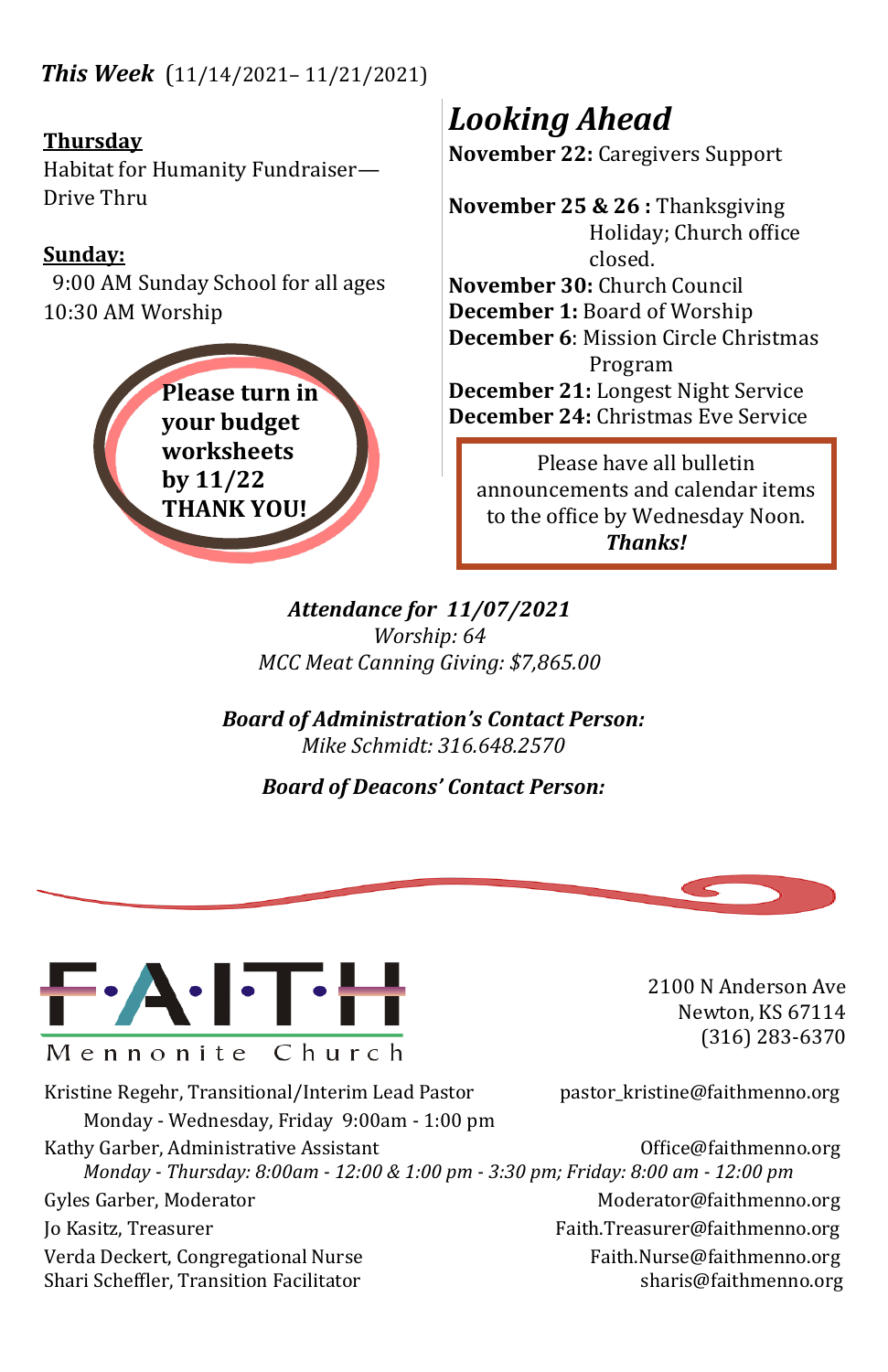***This Week*** (11/14/2021– 11/21/2021)

**Thursday**

Habitat for Humanity Fundraiser—Drive Thru

**Sunday:**

9:00 AM Sunday School for all ages

10:30 AM Worship

**Please turn in your budget worksheets by 11/22 THANK YOU!**

## *Looking Ahead*

**November 22:** Caregivers Support

**November 25 & 26 :** Thanksgiving Holiday; Church office closed.

**November 30:** Church Council

**December 1:** Board of Worship

**December 6**: Mission Circle Christmas Program

**December 21:** Longest Night Service

**December 24:** Christmas Eve Service

Please have all bulletin announcements and calendar items to the office by Wednesday Noon. ***Thanks!***

***Attendance for 11/07/2021***

*Worship: 64*

*MCC Meat Canning Giving: $7,865.00*

***Board of Administration's Contact Person:***

*Mike Schmidt: 316.648.2570*

***Board of Deacons' Contact Person:***

FAITH Mennonite Church

2100 N Anderson Ave
Newton, KS 67114
(316) 283-6370

Kristine Regehr, Transitional/Interim Lead Pastor — pastor_kristine@faithmenno.org
Monday - Wednesday, Friday 9:00am - 1:00 pm

Kathy Garber, Administrative Assistant — Office@faithmenno.org
*Monday - Thursday: 8:00am - 12:00 & 1:00 pm - 3:30 pm; Friday: 8:00 am - 12:00 pm*

Gyles Garber, Moderator — Moderator@faithmenno.org

Jo Kasitz, Treasurer — Faith.Treasurer@faithmenno.org

Verda Deckert, Congregational Nurse — Faith.Nurse@faithmenno.org

Shari Scheffler, Transition Facilitator — sharis@faithmenno.org